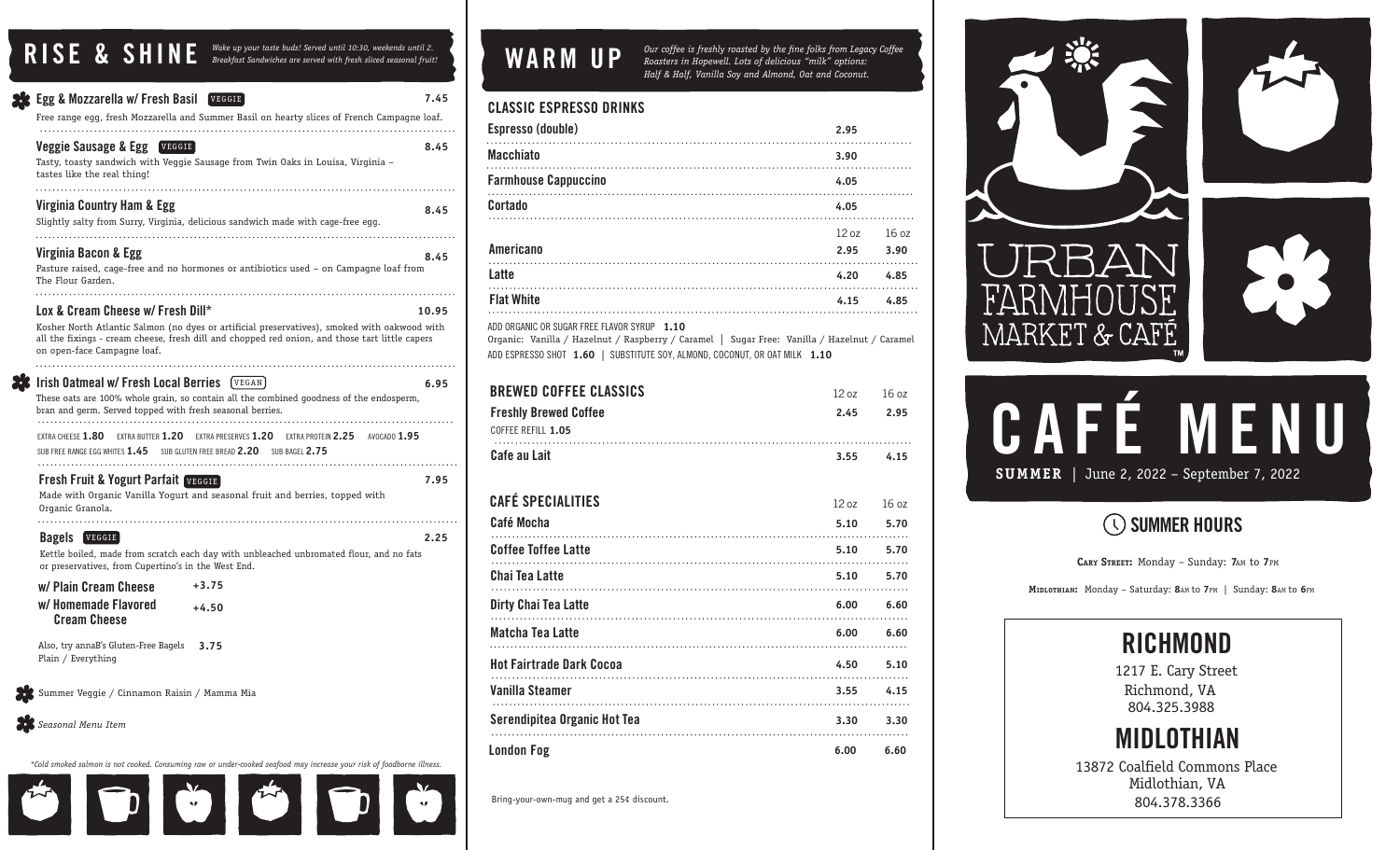# RISE & SHINE

*Wake up your taste buds! Served until 10:30, weekends until 2. Breakfast Sandwiches are served with fresh sliced seasonal fruit!*

**Egg & Mozzarella w/ Fresh Basil** VEGGIE — 7.45
Free range egg, fresh Mozzarella and Summer Basil on hearty slices of French Campagne loaf.

**Veggie Sausage & Egg** VEGGIE — 8.45
Tasty, toasty sandwich with Veggie Sausage from Twin Oaks in Louisa, Virginia – tastes like the real thing!

**Virginia Country Ham & Egg** — 8.45
Slightly salty from Surry, Virginia, delicious sandwich made with cage-free egg.

**Virginia Bacon & Egg** — 8.45
Pasture raised, cage-free and no hormones or antibiotics used – on Campagne loaf from The Flour Garden.

**Lox & Cream Cheese w/ Fresh Dill*** — 10.95
Kosher North Atlantic Salmon (no dyes or artificial preservatives), smoked with oakwood with all the fixings - cream cheese, fresh dill and chopped red onion, and those tart little capers on open-face Campagne loaf.

**Irish Oatmeal w/ Fresh Local Berries** VEGAN — 6.95
These oats are 100% whole grain, so contain all the combined goodness of the endosperm, bran and germ. Served topped with fresh seasonal berries.

EXTRA CHEESE **1.80** EXTRA BUTTER **1.20** EXTRA PRESERVES **1.20** EXTRA PROTEIN **2.25** AVOCADO **1.95**
SUB FREE RANGE EGG WHITES **1.45** SUB GLUTEN FREE BREAD **2.20** SUB BAGEL **2.75**

**Fresh Fruit & Yogurt Parfait** VEGGIE — 7.95
Made with Organic Vanilla Yogurt and seasonal fruit and berries, topped with Organic Granola.

**Bagels** VEGGIE — 2.25
Kettle boiled, made from scratch each day with unbleached unbromated flour, and no fats or preservatives, from Cupertino's in the West End.

**w/ Plain Cream Cheese** +3.75
**w/ Homemade Flavored Cream Cheese** +4.50

Also, try annaB's Gluten-Free Bagels 3.75
Plain / Everything

Summer Veggie / Cinnamon Raisin / Mamma Mia

*Seasonal Menu Item*

*\*Cold smoked salmon is not cooked. Consuming raw or under-cooked seafood may increase your risk of foodborne illness.*

# WARM UP

*Our coffee is freshly roasted by the fine folks from Legacy Coffee Roasters in Hopewell. Lots of delicious "milk" options: Half & Half, Vanilla Soy and Almond, Oat and Coconut.*

## CLASSIC ESPRESSO DRINKS

| Item | 12 oz | 16 oz |
|---|---|---|
| Espresso (double) | 2.95 | |
| Macchiato | 3.90 | |
| Farmhouse Cappuccino | 4.05 | |
| Cortado | 4.05 | |
| Americano | 2.95 | 3.90 |
| Latte | 4.20 | 4.85 |
| Flat White | 4.15 | 4.85 |

ADD ORGANIC OR SUGAR FREE FLAVOR SYRUP **1.10**
Organic: Vanilla / Hazelnut / Raspberry / Caramel | Sugar Free: Vanilla / Hazelnut / Caramel
ADD ESPRESSO SHOT **1.60** | SUBSTITUTE SOY, ALMOND, COCONUT, OR OAT MILK **1.10**

## BREWED COFFEE CLASSICS

| Item | 12 oz | 16 oz |
|---|---|---|
| Freshly Brewed Coffee | 2.45 | 2.95 |
| COFFEE REFILL 1.05 | | |
| Cafe au Lait | 3.55 | 4.15 |

## CAFÉ SPECIALITIES

| Item | 12 oz | 16 oz |
|---|---|---|
| Café Mocha | 5.10 | 5.70 |
| Coffee Toffee Latte | 5.10 | 5.70 |
| Chai Tea Latte | 5.10 | 5.70 |
| Dirty Chai Tea Latte | 6.00 | 6.60 |
| Matcha Tea Latte | 6.00 | 6.60 |
| Hot Fairtrade Dark Cocoa | 4.50 | 5.10 |
| Vanilla Steamer | 3.55 | 4.15 |
| Serendipitea Organic Hot Tea | 3.30 | 3.30 |
| London Fog | 6.00 | 6.60 |

Bring-your-own-mug and get a 25¢ discount.

URBAN FARMHOUSE MARKET & CAFÉ™

# CAFÉ MENU

**SUMMER** | June 2, 2022 – September 7, 2022

## SUMMER HOURS

**CARY STREET:** Monday – Sunday: **7**AM to **7**PM

**MIDLOTHIAN:** Monday – Saturday: **8**AM to **7**PM | Sunday: **8**AM to **6**PM

## RICHMOND

1217 E. Cary Street
Richmond, VA
804.325.3988

## MIDLOTHIAN

13872 Coalfield Commons Place
Midlothian, VA
804.378.3366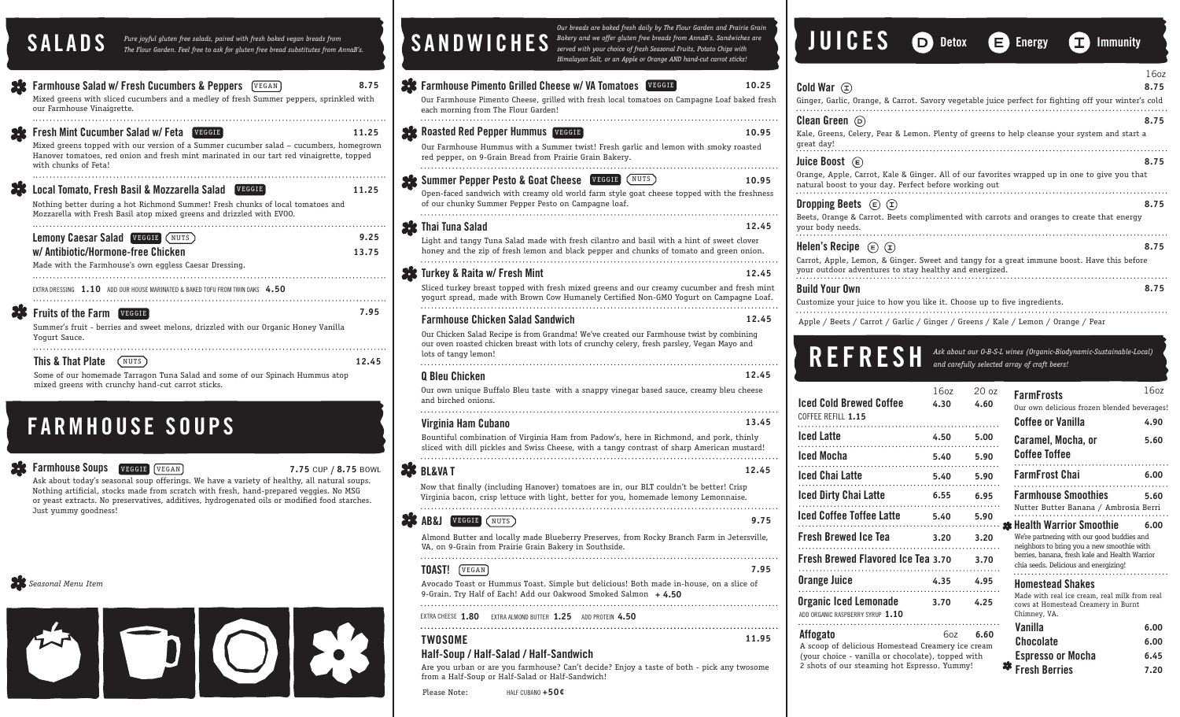# SALADS

*Pure joyful gluten free salads, paired with fresh baked vegan breads from The Flour Garden. Feel free to ask for gluten free bread substitutes from AnnaB's.*

**Farmhouse Salad w/ Fresh Cucumbers & Peppers** VEGAN — 8.75
Mixed greens with sliced cucumbers and a medley of fresh Summer peppers, sprinkled with our Farmhouse Vinaigrette.

**Fresh Mint Cucumber Salad w/ Feta** VEGGIE — 11.25
Mixed greens topped with our version of a Summer cucumber salad – cucumbers, homegrown Hanover tomatoes, red onion and fresh mint marinated in our tart red vinaigrette, topped with chunks of Feta!

**Local Tomato, Fresh Basil & Mozzarella Salad** VEGGIE — 11.25
Nothing better during a hot Richmond Summer! Fresh chunks of local tomatoes and Mozzarella with Fresh Basil atop mixed greens and drizzled with EVOO.

**Lemony Caesar Salad** VEGGIE NUTS — 9.25
**w/ Antibiotic/Hormone-free Chicken** — 13.75
Made with the Farmhouse's own eggless Caesar Dressing.

EXTRA DRESSING **1.10** ADD OUR HOUSE MARINATED & BAKED TOFU FROM TWIN OAKS **4.50**

**Fruits of the Farm** VEGGIE — 7.95
Summer's fruit - berries and sweet melons, drizzled with our Organic Honey Vanilla Yogurt Sauce.

**This & That Plate** NUTS — 12.45
Some of our homemade Tarragon Tuna Salad and some of our Spinach Hummus atop mixed greens with crunchy hand-cut carrot sticks.

# FARMHOUSE SOUPS

**Farmhouse Soups** VEGGIE VEGAN — 7.75 CUP / 8.75 BOWL
Ask about today's seasonal soup offerings. We have a variety of healthy, all natural soups. Nothing artificial, stocks made from scratch with fresh, hand-prepared veggies. No MSG or yeast extracts. No preservatives, additives, hydrogenated oils or modified food starches. Just yummy goodness!

*Seasonal Menu Item*

# SANDWICHES

*Our breads are baked fresh daily by The Flour Garden and Prairie Grain Bakery and we offer gluten free breads from AnnaB's. Sandwiches are served with your choice of fresh Seasonal Fruits, Potato Chips with Himalayan Salt, or an Apple or Orange AND hand-cut carrot sticks!*

**Farmhouse Pimento Grilled Cheese w/ VA Tomatoes** VEGGIE — 10.25
Our Farmhouse Pimento Cheese, grilled with fresh local tomatoes on Campagne Loaf baked fresh each morning from The Flour Garden!

**Roasted Red Pepper Hummus** VEGGIE — 10.95
Our Farmhouse Hummus with a Summer twist! Fresh garlic and lemon with smoky roasted red pepper, on 9-Grain Bread from Prairie Grain Bakery.

**Summer Pepper Pesto & Goat Cheese** VEGGIE NUTS — 10.95
Open-faced sandwich with creamy old world farm style goat cheese topped with the freshness of our chunky Summer Pepper Pesto on Campagne loaf.

**Thai Tuna Salad** — 12.45
Light and tangy Tuna Salad made with fresh cilantro and basil with a hint of sweet clover honey and the zip of fresh lemon and black pepper and chunks of tomato and green onion.

**Turkey & Raita w/ Fresh Mint** — 12.45
Sliced turkey breast topped with fresh mixed greens and our creamy cucumber and fresh mint yogurt spread, made with Brown Cow Humanely Certified Non-GMO Yogurt on Campagne Loaf.

**Farmhouse Chicken Salad Sandwich** — 12.45
Our Chicken Salad Recipe is from Grandma! We've created our Farmhouse twist by combining our oven roasted chicken breast with lots of crunchy celery, fresh parsley, Vegan Mayo and lots of tangy lemon!

**Q Bleu Chicken** — 12.45
Our own unique Buffalo Bleu taste with a snappy vinegar based sauce, creamy bleu cheese and birched onions.

**Virginia Ham Cubano** — 13.45
Bountiful combination of Virginia Ham from Padow's, here in Richmond, and pork, thinly sliced with dill pickles and Swiss Cheese, with a tangy contrast of sharp American mustard!

**BL&VA T** — 12.45
Now that finally (including Hanover) tomatoes are in, our BLT couldn't be better! Crisp Virginia bacon, crisp lettuce with light, better for you, homemade lemony Lemonnaise.

**AB&J** VEGGIE NUTS — 9.75
Almond Butter and locally made Blueberry Preserves, from Rocky Branch Farm in Jetersville, VA, on 9-Grain from Prairie Grain Bakery in Southside.

**TOAST!** VEGAN — 7.95
Avocado Toast or Hummus Toast. Simple but delicious! Both made in-house, on a slice of 9-Grain. Try Half of Each! Add our Oakwood Smoked Salmon **+ 4.50**

EXTRA CHEESE **1.80** EXTRA ALMOND BUTTER **1.25** ADD PROTEIN **4.50**

**TWOSOME** — 11.95
**Half-Soup / Half-Salad / Half-Sandwich**
Are you urban or are you farmhouse? Can't decide? Enjoy a taste of both - pick any twosome from a Half-Soup or Half-Salad or Half-Sandwich!

Please Note: HALF CUBANO **+50¢**

# JUICES

D Detox E Energy I Immunity

16oz

**Cold War** (I) — 8.75
Ginger, Garlic, Orange, & Carrot. Savory vegetable juice perfect for fighting off your winter's cold

**Clean Green** (D) — 8.75
Kale, Greens, Celery, Pear & Lemon. Plenty of greens to help cleanse your system and start a great day!

**Juice Boost** (E) — 8.75
Orange, Apple, Carrot, Kale & Ginger. All of our favorites wrapped up in one to give you that natural boost to your day. Perfect before working out

**Dropping Beets** (E) (I) — 8.75
Beets, Orange & Carrot. Beets complimented with carrots and oranges to create that energy your body needs.

**Helen's Recipe** (E) (I) — 8.75
Carrot, Apple, Lemon, & Ginger. Sweet and tangy for a great immune boost. Have this before your outdoor adventures to stay healthy and energized.

**Build Your Own** — 8.75
Customize your juice to how you like it. Choose up to five ingredients.

Apple / Beets / Carrot / Garlic / Ginger / Greens / Kale / Lemon / Orange / Pear

# REFRESH

*Ask about our O-B-S-L wines (Organic-Biodynamic-Sustainable-Local) and carefully selected array of craft beers!*

| | 16oz | 20 oz |
|---|---|---|
| **Iced Cold Brewed Coffee** COFFEE REFILL **1.15** | 4.30 | 4.60 |
| **Iced Latte** | 4.50 | 5.00 |
| **Iced Mocha** | 5.40 | 5.90 |
| **Iced Chai Latte** | 5.40 | 5.90 |
| **Iced Dirty Chai Latte** | 6.55 | 6.95 |
| **Iced Coffee Toffee Latte** | 5.40 | 5.90 |
| **Fresh Brewed Ice Tea** | 3.20 | 3.20 |
| **Fresh Brewed Flavored Ice Tea** | 3.70 | 3.70 |
| **Orange Juice** | 4.35 | 4.95 |
| **Organic Iced Lemonade** ADD ORGANIC RASPBERRY SYRUP **1.10** | 3.70 | 4.25 |

**Affogato** 6oz — 6.60
A scoop of delicious Homestead Creamery ice cream (your choice - vanilla or chocolate), topped with 2 shots of our steaming hot Espresso. Yummy!

**FarmFrosts** — 16oz
Our own delicious frozen blended beverages!

| | 16oz |
|---|---|
| **Coffee or Vanilla** | 4.90 |
| **Caramel, Mocha, or Coffee Toffee** | 5.60 |
| **FarmFrost Chai** | 6.00 |

**Farmhouse Smoothies** — 5.60
Nutter Butter Banana / Ambrosia Berri

**Health Warrior Smoothie** — 6.00
We're partnering with our good buddies and neighbors to bring you a new smoothie with berries, banana, fresh kale and Health Warrior chia seeds. Delicious and energizing!

**Homestead Shakes**
Made with real ice cream, real milk from real cows at Homestead Creamery in Burnt Chimney, VA.

| | |
|---|---|
| **Vanilla** | 6.00 |
| **Chocolate** | 6.00 |
| **Espresso or Mocha** | 6.45 |
| **Fresh Berries** | 7.20 |